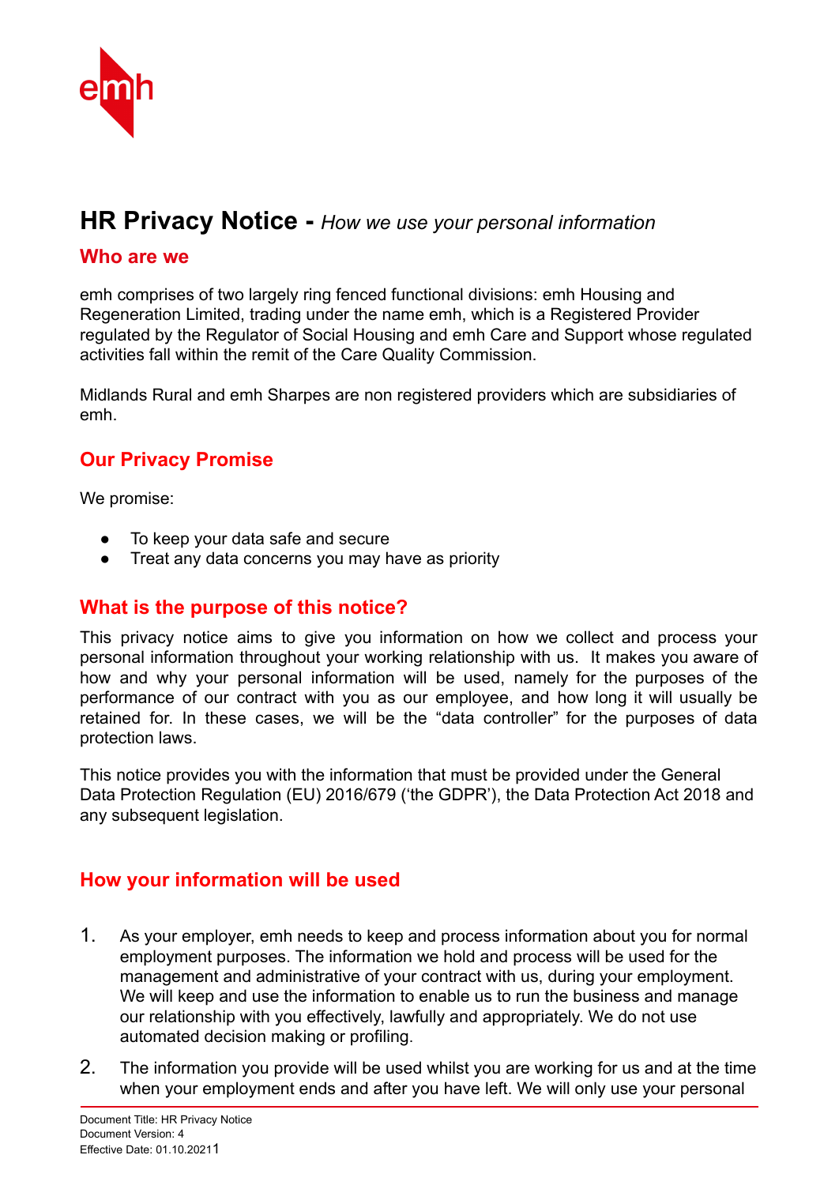# HR Privacy Notice - *How we use your personal information*

## Who are we

emh comprises of two largely ring fenced functional divisions: emh Housing and Regeneration Limited, trading under the name emh, which is a Registered Provider regulated by the Regulator of Social Housing and emh Care and Support whose regulated activities fall within the remit of the Care Quality Commission.

Midlands Rural and emh Sharpes are non registered providers which are subsidiaries of emh.

## Our Privacy Promise

We promise:

- To keep your data safe and secure
- Treat any data concerns you may have as priority

## What is the purpose of this notice?

This privacy notice aims to give you information on how we collect and process your personal information throughout your working relationship with us. It makes you aware of how and why your personal information will be used, namely for the purposes of the performance of our contract with you as our employee, and how long it will usually be retained for. In these cases, we will be the "data controller" for the purposes of data protection laws.

This notice provides you with the information that must be provided under the General Data Protection Regulation (EU) 2016/679 ('the GDPR'), the Data Protection Act 2018 and any subsequent legislation.

## How your information will be used

1. As your employer, emh needs to keep and process information about you for normal employment purposes. The information we hold and process will be used for the management and administrative of your contract with us, during your employment. We will keep and use the information to enable us to run the business and manage our relationship with you effectively, lawfully and appropriately. We do not use automated decision making or profiling.

2. The information you provide will be used whilst you are working for us and at the time when your employment ends and after you have left. We will only use your personal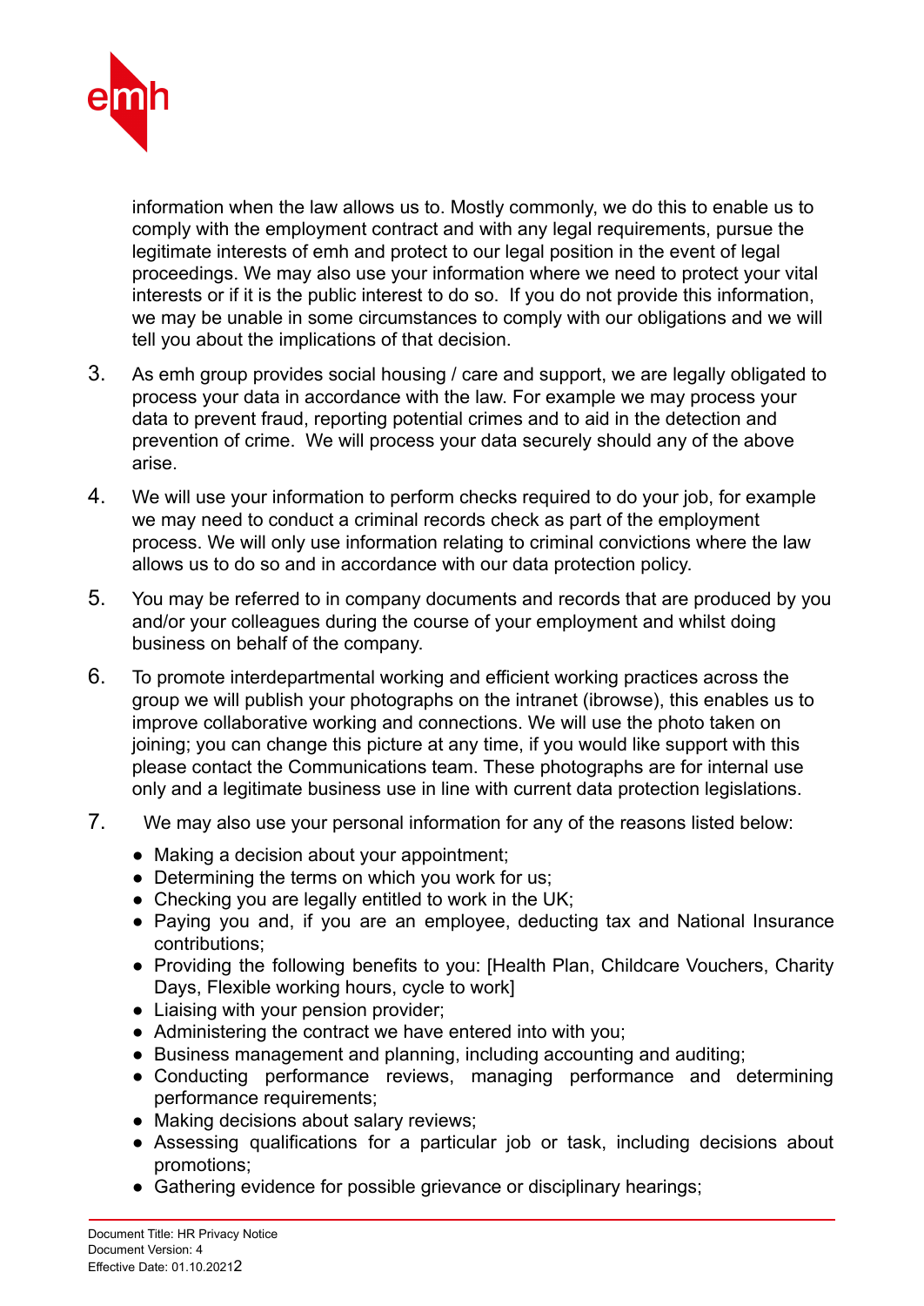information when the law allows us to. Mostly commonly, we do this to enable us to comply with the employment contract and with any legal requirements, pursue the legitimate interests of emh and protect to our legal position in the event of legal proceedings. We may also use your information where we need to protect your vital interests or if it is the public interest to do so. If you do not provide this information, we may be unable in some circumstances to comply with our obligations and we will tell you about the implications of that decision.

3. As emh group provides social housing / care and support, we are legally obligated to process your data in accordance with the law. For example we may process your data to prevent fraud, reporting potential crimes and to aid in the detection and prevention of crime. We will process your data securely should any of the above arise.

4. We will use your information to perform checks required to do your job, for example we may need to conduct a criminal records check as part of the employment process. We will only use information relating to criminal convictions where the law allows us to do so and in accordance with our data protection policy.

5. You may be referred to in company documents and records that are produced by you and/or your colleagues during the course of your employment and whilst doing business on behalf of the company.

6. To promote interdepartmental working and efficient working practices across the group we will publish your photographs on the intranet (ibrowse), this enables us to improve collaborative working and connections. We will use the photo taken on joining; you can change this picture at any time, if you would like support with this please contact the Communications team. These photographs are for internal use only and a legitimate business use in line with current data protection legislations.

7. We may also use your personal information for any of the reasons listed below:

   - Making a decision about your appointment;
   - Determining the terms on which you work for us;
   - Checking you are legally entitled to work in the UK;
   - Paying you and, if you are an employee, deducting tax and National Insurance contributions;
   - Providing the following benefits to you: [Health Plan, Childcare Vouchers, Charity Days, Flexible working hours, cycle to work]
   - Liaising with your pension provider;
   - Administering the contract we have entered into with you;
   - Business management and planning, including accounting and auditing;
   - Conducting performance reviews, managing performance and determining performance requirements;
   - Making decisions about salary reviews;
   - Assessing qualifications for a particular job or task, including decisions about promotions;
   - Gathering evidence for possible grievance or disciplinary hearings;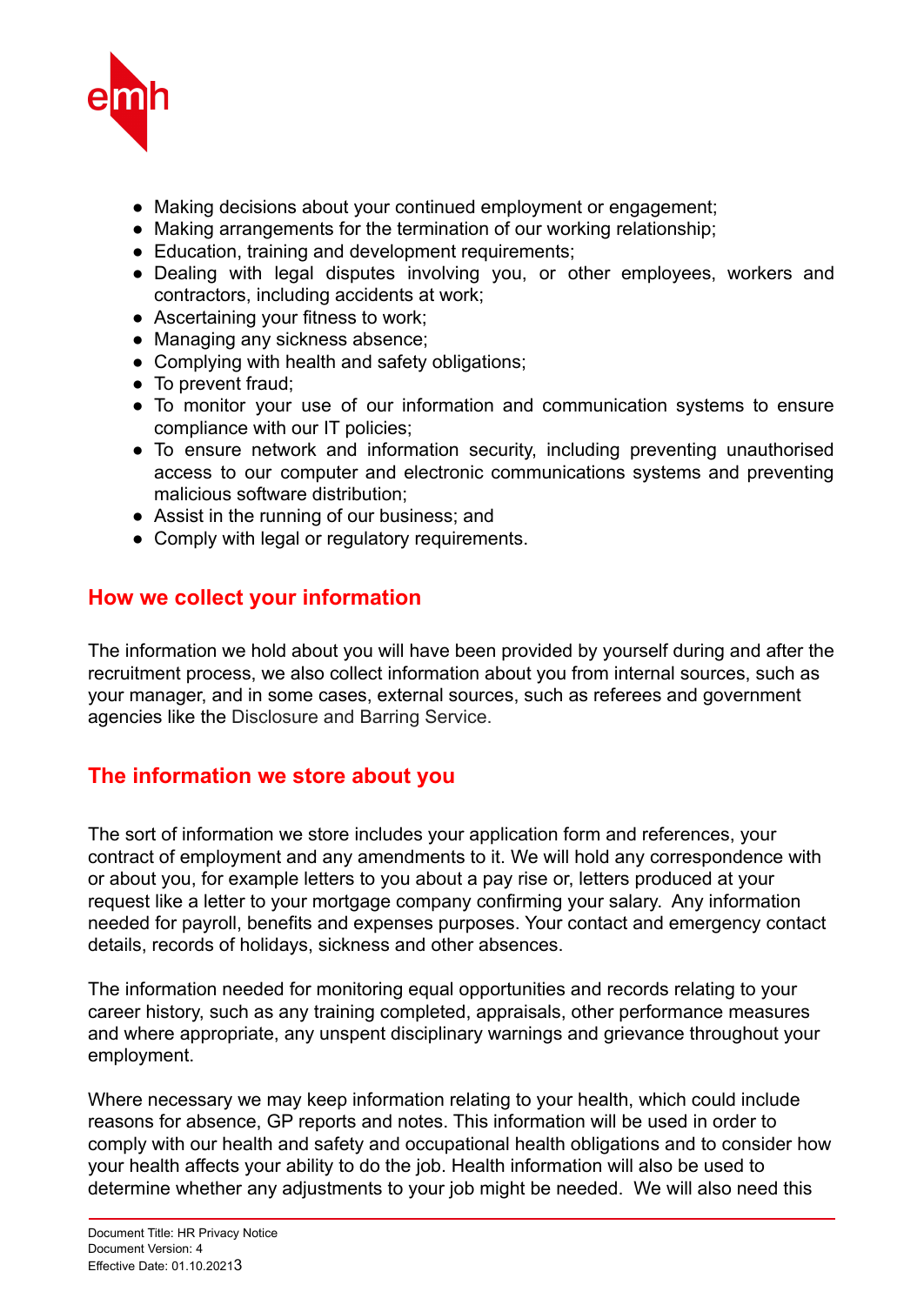- Making decisions about your continued employment or engagement;
- Making arrangements for the termination of our working relationship;
- Education, training and development requirements;
- Dealing with legal disputes involving you, or other employees, workers and contractors, including accidents at work;
- Ascertaining your fitness to work;
- Managing any sickness absence;
- Complying with health and safety obligations;
- To prevent fraud;
- To monitor your use of our information and communication systems to ensure compliance with our IT policies;
- To ensure network and information security, including preventing unauthorised access to our computer and electronic communications systems and preventing malicious software distribution;
- Assist in the running of our business; and
- Comply with legal or regulatory requirements.

## How we collect your information

The information we hold about you will have been provided by yourself during and after the recruitment process, we also collect information about you from internal sources, such as your manager, and in some cases, external sources, such as referees and government agencies like the Disclosure and Barring Service.

## The information we store about you

The sort of information we store includes your application form and references, your contract of employment and any amendments to it. We will hold any correspondence with or about you, for example letters to you about a pay rise or, letters produced at your request like a letter to your mortgage company confirming your salary. Any information needed for payroll, benefits and expenses purposes. Your contact and emergency contact details, records of holidays, sickness and other absences.

The information needed for monitoring equal opportunities and records relating to your career history, such as any training completed, appraisals, other performance measures and where appropriate, any unspent disciplinary warnings and grievance throughout your employment.

Where necessary we may keep information relating to your health, which could include reasons for absence, GP reports and notes. This information will be used in order to comply with our health and safety and occupational health obligations and to consider how your health affects your ability to do the job. Health information will also be used to determine whether any adjustments to your job might be needed. We will also need this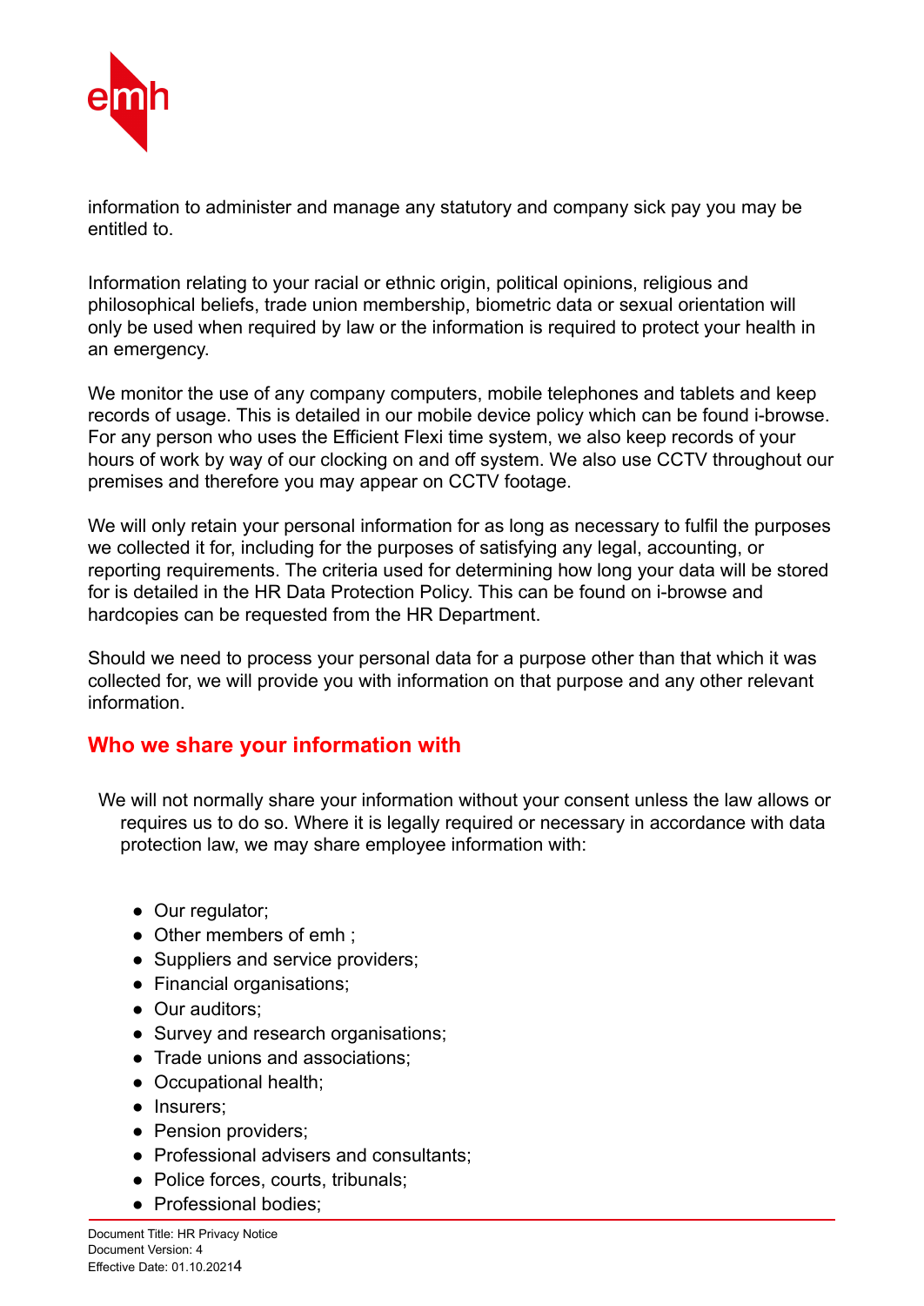information to administer and manage any statutory and company sick pay you may be entitled to.

Information relating to your racial or ethnic origin, political opinions, religious and philosophical beliefs, trade union membership, biometric data or sexual orientation will only be used when required by law or the information is required to protect your health in an emergency.

We monitor the use of any company computers, mobile telephones and tablets and keep records of usage. This is detailed in our mobile device policy which can be found i-browse. For any person who uses the Efficient Flexi time system, we also keep records of your hours of work by way of our clocking on and off system. We also use CCTV throughout our premises and therefore you may appear on CCTV footage.

We will only retain your personal information for as long as necessary to fulfil the purposes we collected it for, including for the purposes of satisfying any legal, accounting, or reporting requirements. The criteria used for determining how long your data will be stored for is detailed in the HR Data Protection Policy. This can be found on i-browse and hardcopies can be requested from the HR Department.

Should we need to process your personal data for a purpose other than that which it was collected for, we will provide you with information on that purpose and any other relevant information.

## Who we share your information with

We will not normally share your information without your consent unless the law allows or requires us to do so. Where it is legally required or necessary in accordance with data protection law, we may share employee information with:

- Our regulator;
- Other members of emh ;
- Suppliers and service providers;
- Financial organisations;
- Our auditors;
- Survey and research organisations;
- Trade unions and associations;
- Occupational health;
- Insurers;
- Pension providers;
- Professional advisers and consultants;
- Police forces, courts, tribunals;
- Professional bodies;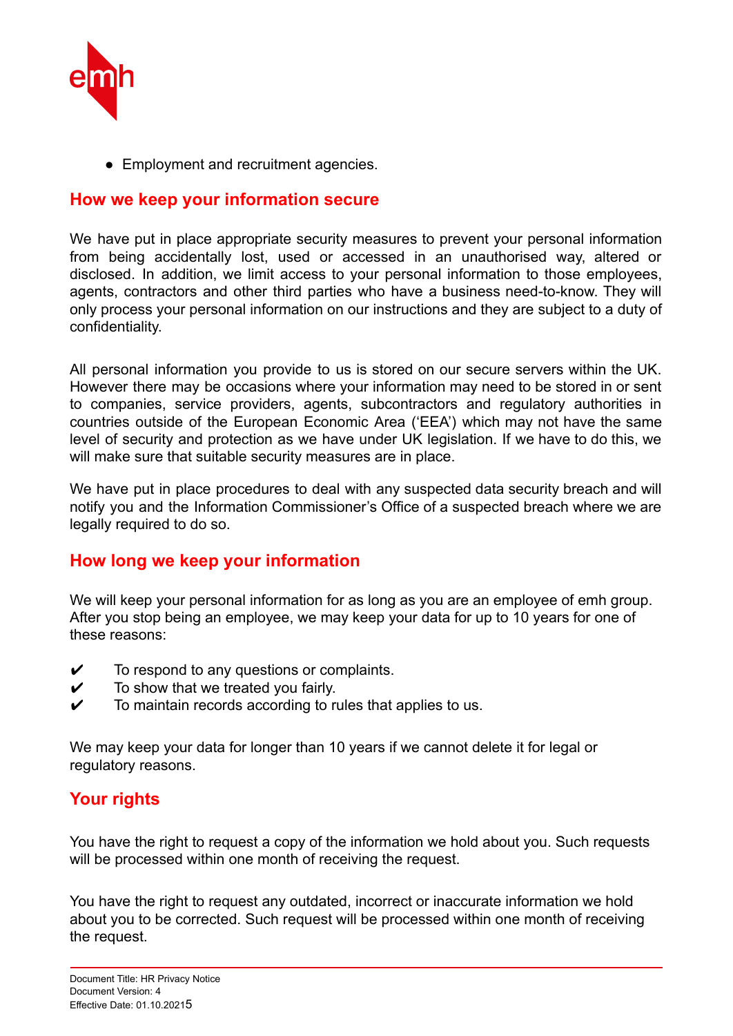- Employment and recruitment agencies.

## How we keep your information secure

We have put in place appropriate security measures to prevent your personal information from being accidentally lost, used or accessed in an unauthorised way, altered or disclosed. In addition, we limit access to your personal information to those employees, agents, contractors and other third parties who have a business need-to-know. They will only process your personal information on our instructions and they are subject to a duty of confidentiality.

All personal information you provide to us is stored on our secure servers within the UK. However there may be occasions where your information may need to be stored in or sent to companies, service providers, agents, subcontractors and regulatory authorities in countries outside of the European Economic Area ('EEA') which may not have the same level of security and protection as we have under UK legislation. If we have to do this, we will make sure that suitable security measures are in place.

We have put in place procedures to deal with any suspected data security breach and will notify you and the Information Commissioner's Office of a suspected breach where we are legally required to do so.

## How long we keep your information

We will keep your personal information for as long as you are an employee of emh group. After you stop being an employee, we may keep your data for up to 10 years for one of these reasons:

- ✔ To respond to any questions or complaints.
- ✔ To show that we treated you fairly.
- ✔ To maintain records according to rules that applies to us.

We may keep your data for longer than 10 years if we cannot delete it for legal or regulatory reasons.

## Your rights

You have the right to request a copy of the information we hold about you. Such requests will be processed within one month of receiving the request.

You have the right to request any outdated, incorrect or inaccurate information we hold about you to be corrected. Such request will be processed within one month of receiving the request.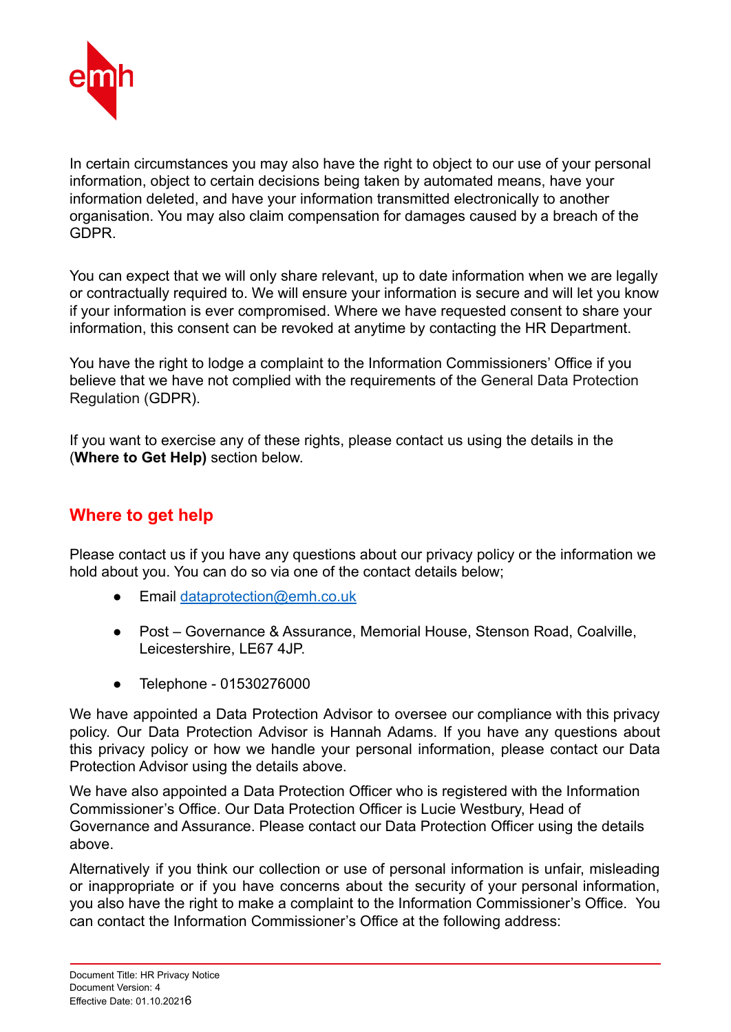In certain circumstances you may also have the right to object to our use of your personal information, object to certain decisions being taken by automated means, have your information deleted, and have your information transmitted electronically to another organisation. You may also claim compensation for damages caused by a breach of the GDPR.

You can expect that we will only share relevant, up to date information when we are legally or contractually required to. We will ensure your information is secure and will let you know if your information is ever compromised. Where we have requested consent to share your information, this consent can be revoked at anytime by contacting the HR Department.

You have the right to lodge a complaint to the Information Commissioners' Office if you believe that we have not complied with the requirements of the General Data Protection Regulation (GDPR).

If you want to exercise any of these rights, please contact us using the details in the (**Where to Get Help)** section below.

## Where to get help

Please contact us if you have any questions about our privacy policy or the information we hold about you. You can do so via one of the contact details below;

- Email dataprotection@emh.co.uk
- Post – Governance & Assurance, Memorial House, Stenson Road, Coalville, Leicestershire, LE67 4JP.
- Telephone - 01530276000

We have appointed a Data Protection Advisor to oversee our compliance with this privacy policy. Our Data Protection Advisor is Hannah Adams. If you have any questions about this privacy policy or how we handle your personal information, please contact our Data Protection Advisor using the details above.

We have also appointed a Data Protection Officer who is registered with the Information Commissioner's Office. Our Data Protection Officer is Lucie Westbury, Head of Governance and Assurance. Please contact our Data Protection Officer using the details above.

Alternatively if you think our collection or use of personal information is unfair, misleading or inappropriate or if you have concerns about the security of your personal information, you also have the right to make a complaint to the Information Commissioner's Office. You can contact the Information Commissioner's Office at the following address: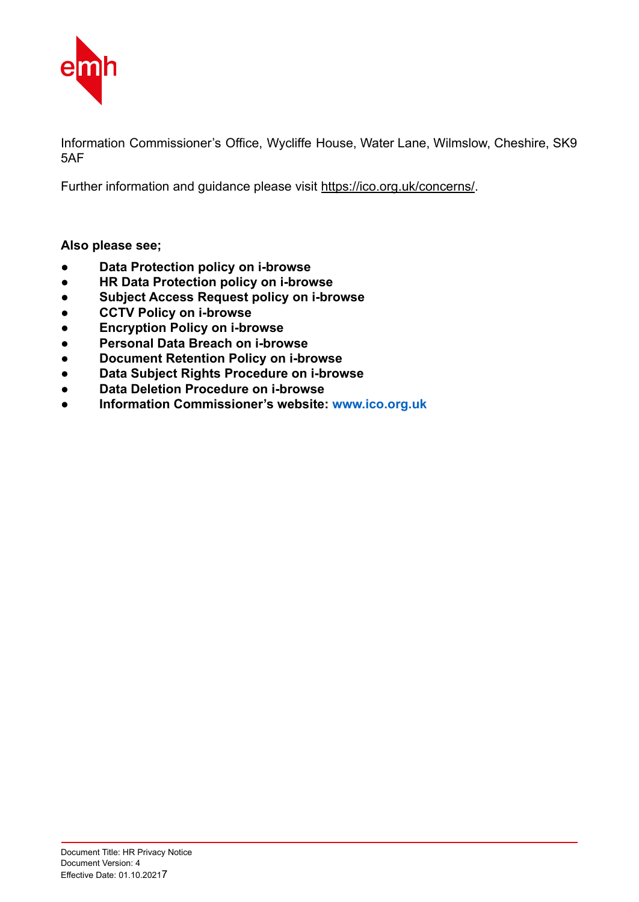Information Commissioner's Office, Wycliffe House, Water Lane, Wilmslow, Cheshire, SK9 5AF

Further information and guidance please visit https://ico.org.uk/concerns/.

**Also please see;**

- **Data Protection policy on i-browse**
- **HR Data Protection policy on i-browse**
- **Subject Access Request policy on i-browse**
- **CCTV Policy on i-browse**
- **Encryption Policy on i-browse**
- **Personal Data Breach on i-browse**
- **Document Retention Policy on i-browse**
- **Data Subject Rights Procedure on i-browse**
- **Data Deletion Procedure on i-browse**
- **Information Commissioner's website: www.ico.org.uk**